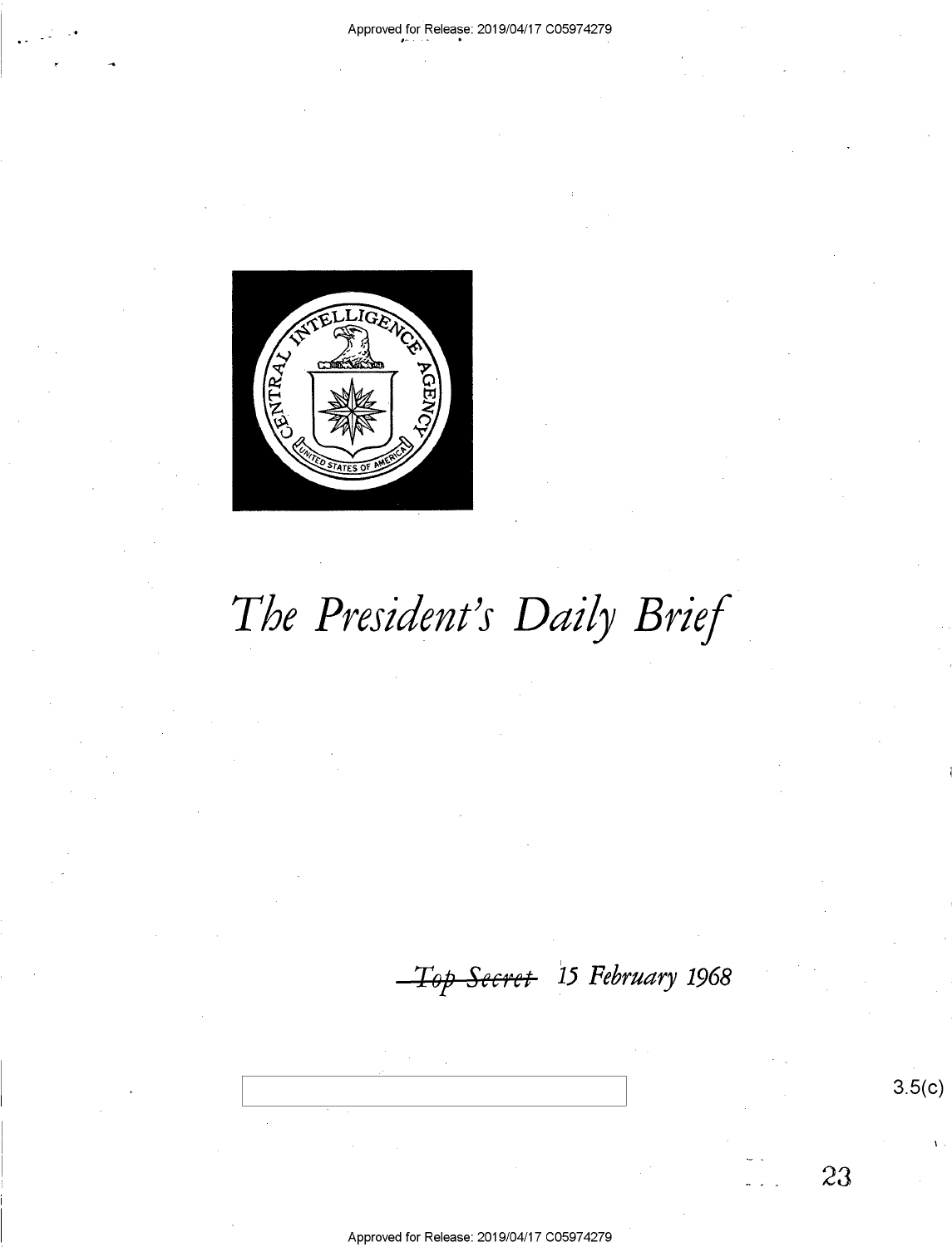# The President's Daily Brief

~~Top Secret~~ 15 February 1968

3.5(c)

23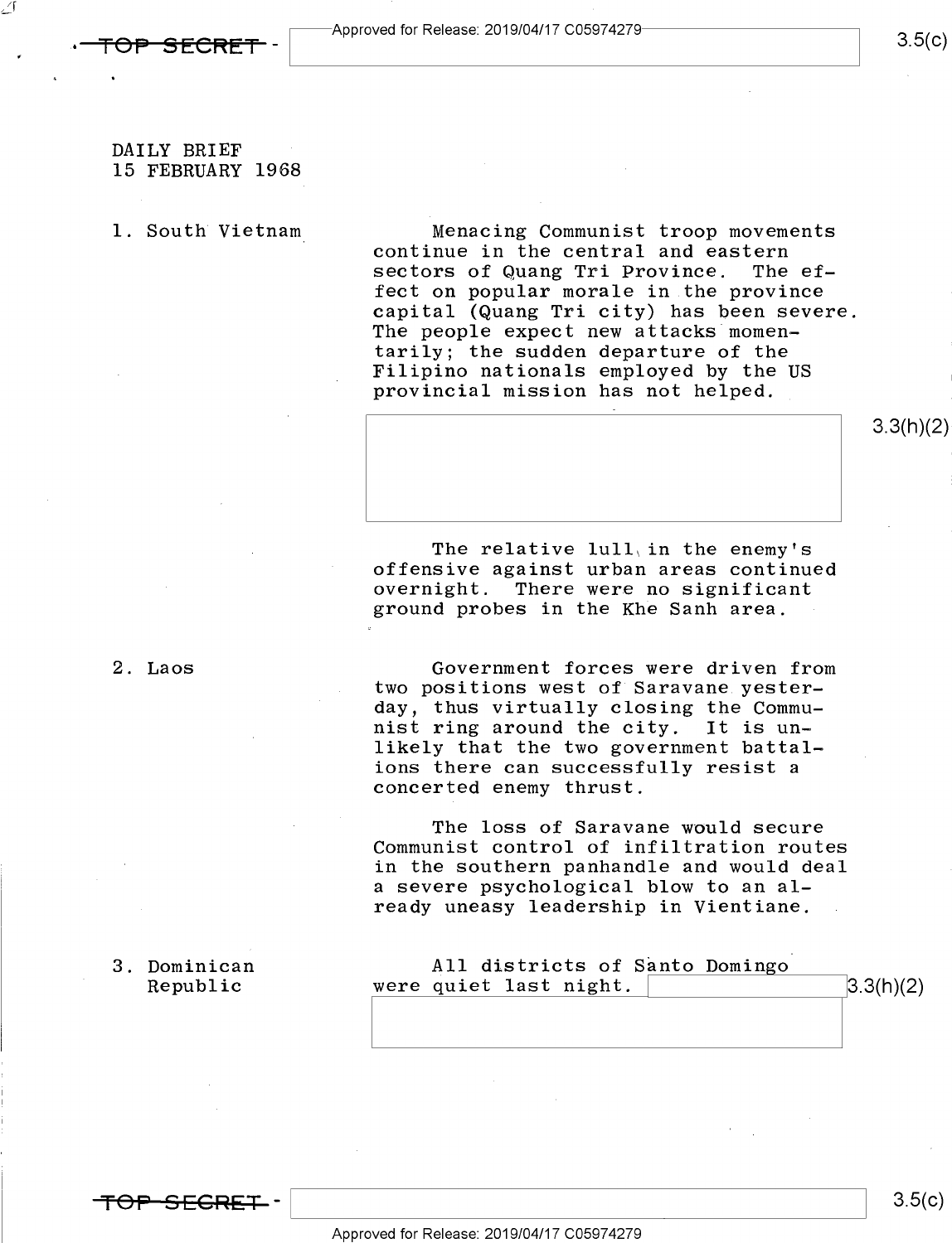DAILY BRIEF
15 FEBRUARY 1968

1. South Vietnam

Menacing Communist troop movements continue in the central and eastern sectors of Quang Tri Province. The effect on popular morale in the province capital (Quang Tri city) has been severe. The people expect new attacks momentarily; the sudden departure of the Filipino nationals employed by the US provincial mission has not helped.

3.3(h)(2)

The relative lull in the enemy's offensive against urban areas continued overnight. There were no significant ground probes in the Khe Sanh area.

2. Laos

Government forces were driven from two positions west of Saravane yesterday, thus virtually closing the Communist ring around the city. It is unlikely that the two government battalions there can successfully resist a concerted enemy thrust.

The loss of Saravane would secure Communist control of infiltration routes in the southern panhandle and would deal a severe psychological blow to an already uneasy leadership in Vientiane.

3. Dominican Republic

All districts of Santo Domingo were quiet last night. 3.3(h)(2)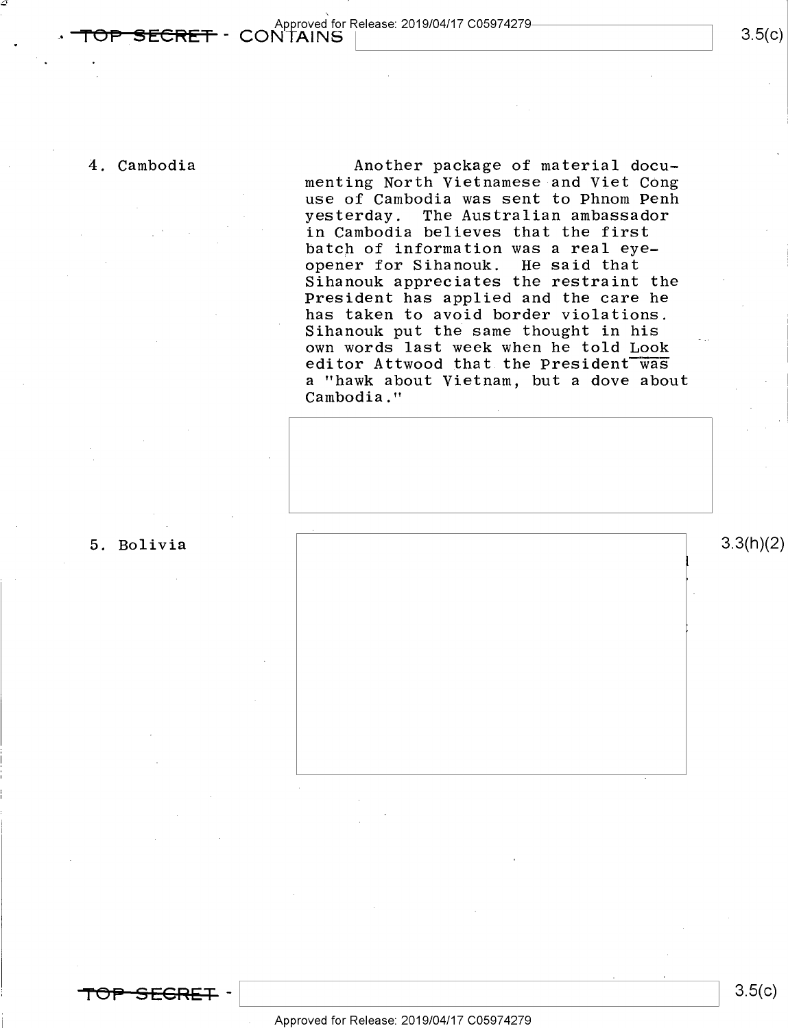4. Cambodia

Another package of material documenting North Vietnamese and Viet Cong use of Cambodia was sent to Phnom Penh yesterday. The Australian ambassador in Cambodia believes that the first batch of information was a real eye-opener for Sihanouk. He said that Sihanouk appreciates the restraint the President has applied and the care he has taken to avoid border violations. Sihanouk put the same thought in his own words last week when he told *Look* editor Attwood that the President was a "hawk about Vietnam, but a dove about Cambodia."

5. Bolivia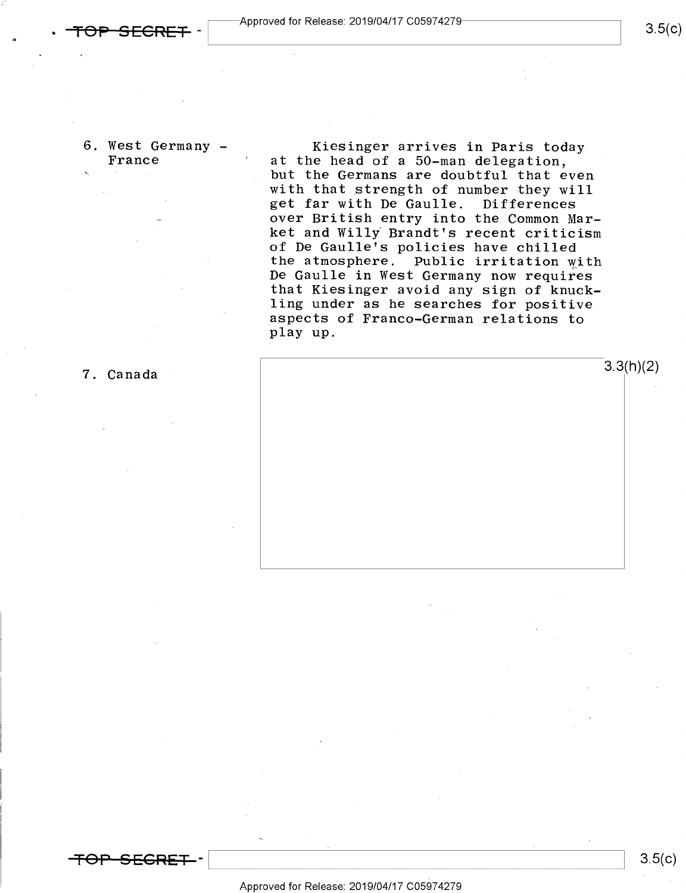6. West Germany - France

Kiesinger arrives in Paris today at the head of a 50-man delegation, but the Germans are doubtful that even with that strength of number they will get far with De Gaulle. Differences over British entry into the Common Market and Willy Brandt's recent criticism of De Gaulle's policies have chilled the atmosphere. Public irritation with De Gaulle in West Germany now requires that Kiesinger avoid any sign of knuckling under as he searches for positive aspects of Franco-German relations to play up.

7. Canada

3.3(h)(2)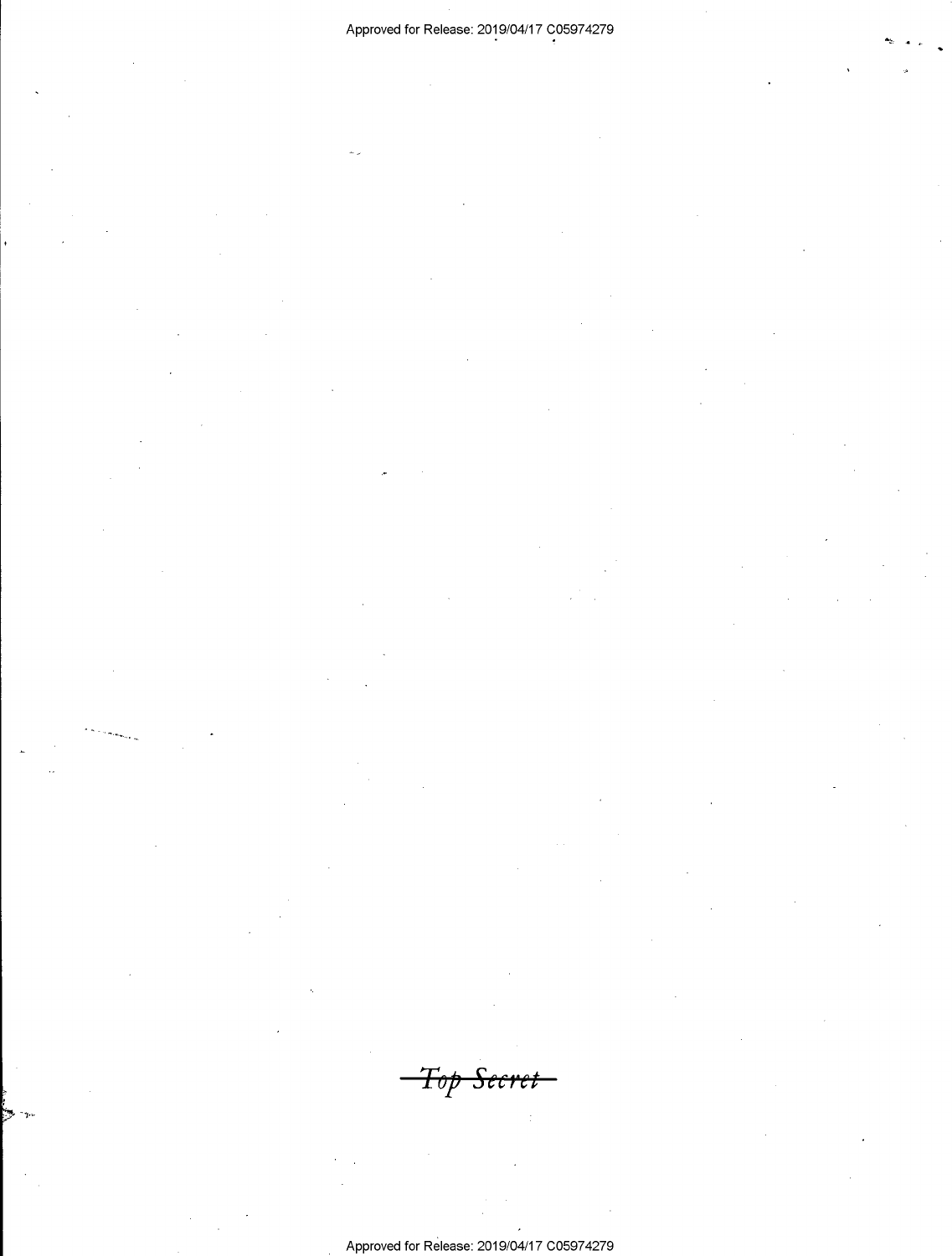~~Top Secret~~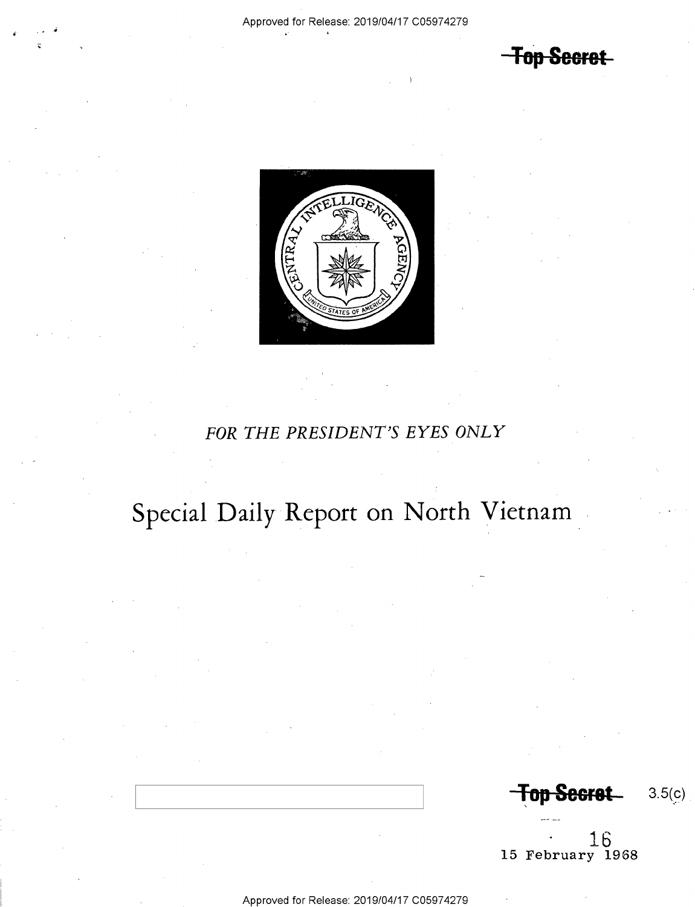~~Top Secret~~

*FOR THE PRESIDENT'S EYES ONLY*

# Special Daily Report on North Vietnam

~~Top Secret~~ 3.5(c)

16
15 February 1968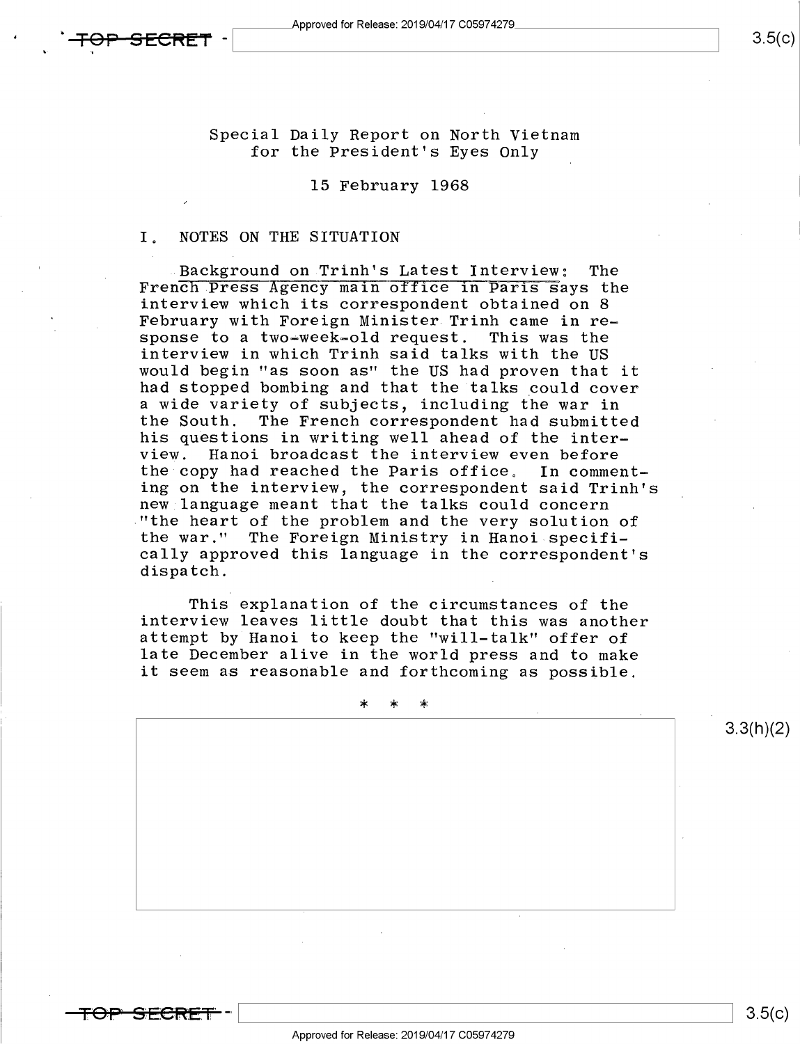Special Daily Report on North Vietnam
for the President's Eyes Only

15 February 1968

## I. NOTES ON THE SITUATION

Background on Trinh's Latest Interview: The French Press Agency main office in Paris says the interview which its correspondent obtained on 8 February with Foreign Minister Trinh came in response to a two-week-old request. This was the interview in which Trinh said talks with the US would begin "as soon as" the US had proven that it had stopped bombing and that the talks could cover a wide variety of subjects, including the war in the South. The French correspondent had submitted his questions in writing well ahead of the interview. Hanoi broadcast the interview even before the copy had reached the Paris office. In commenting on the interview, the correspondent said Trinh's new language meant that the talks could concern "the heart of the problem and the very solution of the war." The Foreign Ministry in Hanoi specifically approved this language in the correspondent's dispatch.

This explanation of the circumstances of the interview leaves little doubt that this was another attempt by Hanoi to keep the "will-talk" offer of late December alive in the world press and to make it seem as reasonable and forthcoming as possible.

\* \* \*

3.3(h)(2)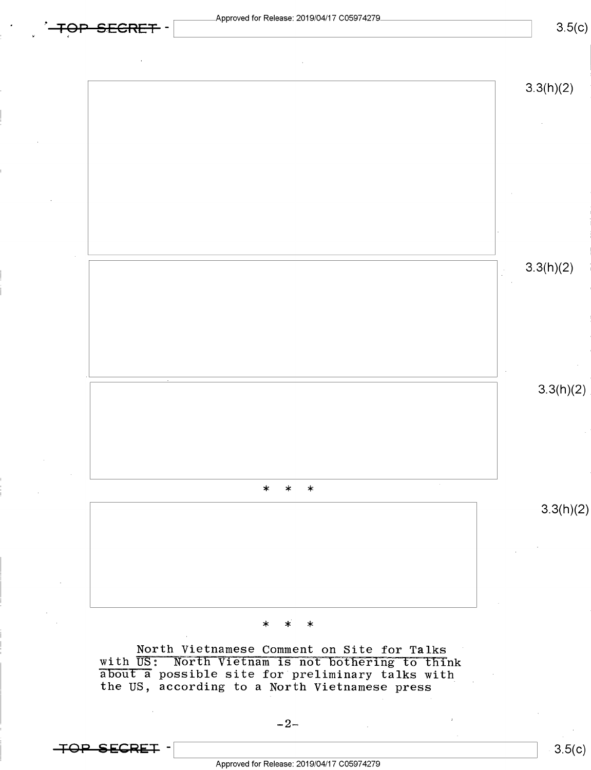3.3(h)(2)

3.3(h)(2)

3.3(h)(2)

\* \* \*

3.3(h)(2)

\* \* \*

North Vietnamese Comment on Site for Talks with US: North Vietnam is not bothering to think about a possible site for preliminary talks with the US, according to a North Vietnamese press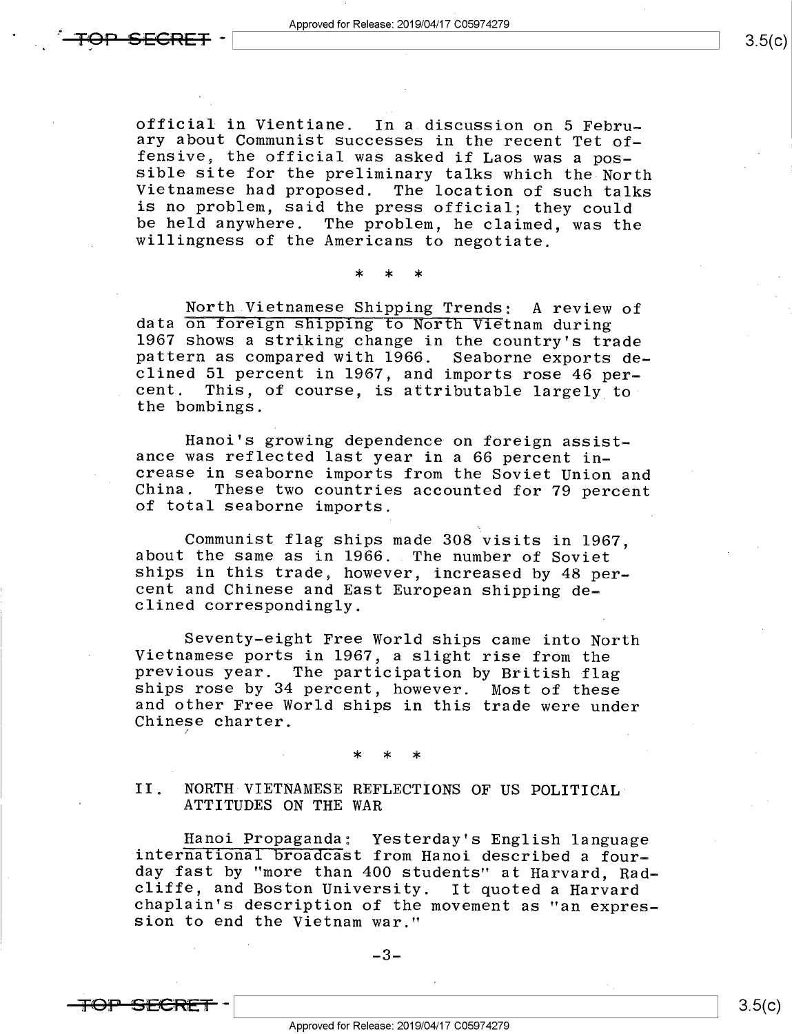official in Vientiane. In a discussion on 5 February about Communist successes in the recent Tet offensive, the official was asked if Laos was a possible site for the preliminary talks which the North Vietnamese had proposed. The location of such talks is no problem, said the press official; they could be held anywhere. The problem, he claimed, was the willingness of the Americans to negotiate.

\* \* \*

North Vietnamese Shipping Trends: A review of data on foreign shipping to North Vietnam during 1967 shows a striking change in the country's trade pattern as compared with 1966. Seaborne exports declined 51 percent in 1967, and imports rose 46 percent. This, of course, is attributable largely to the bombings.

Hanoi's growing dependence on foreign assistance was reflected last year in a 66 percent increase in seaborne imports from the Soviet Union and China. These two countries accounted for 79 percent of total seaborne imports.

Communist flag ships made 308 visits in 1967, about the same as in 1966. The number of Soviet ships in this trade, however, increased by 48 percent and Chinese and East European shipping declined correspondingly.

Seventy-eight Free World ships came into North Vietnamese ports in 1967, a slight rise from the previous year. The participation by British flag ships rose by 34 percent, however. Most of these and other Free World ships in this trade were under Chinese charter.

\* \* \*

## II. NORTH VIETNAMESE REFLECTIONS OF US POLITICAL ATTITUDES ON THE WAR

Hanoi Propaganda: Yesterday's English language international broadcast from Hanoi described a four-day fast by "more than 400 students" at Harvard, Radcliffe, and Boston University. It quoted a Harvard chaplain's description of the movement as "an expression to end the Vietnam war."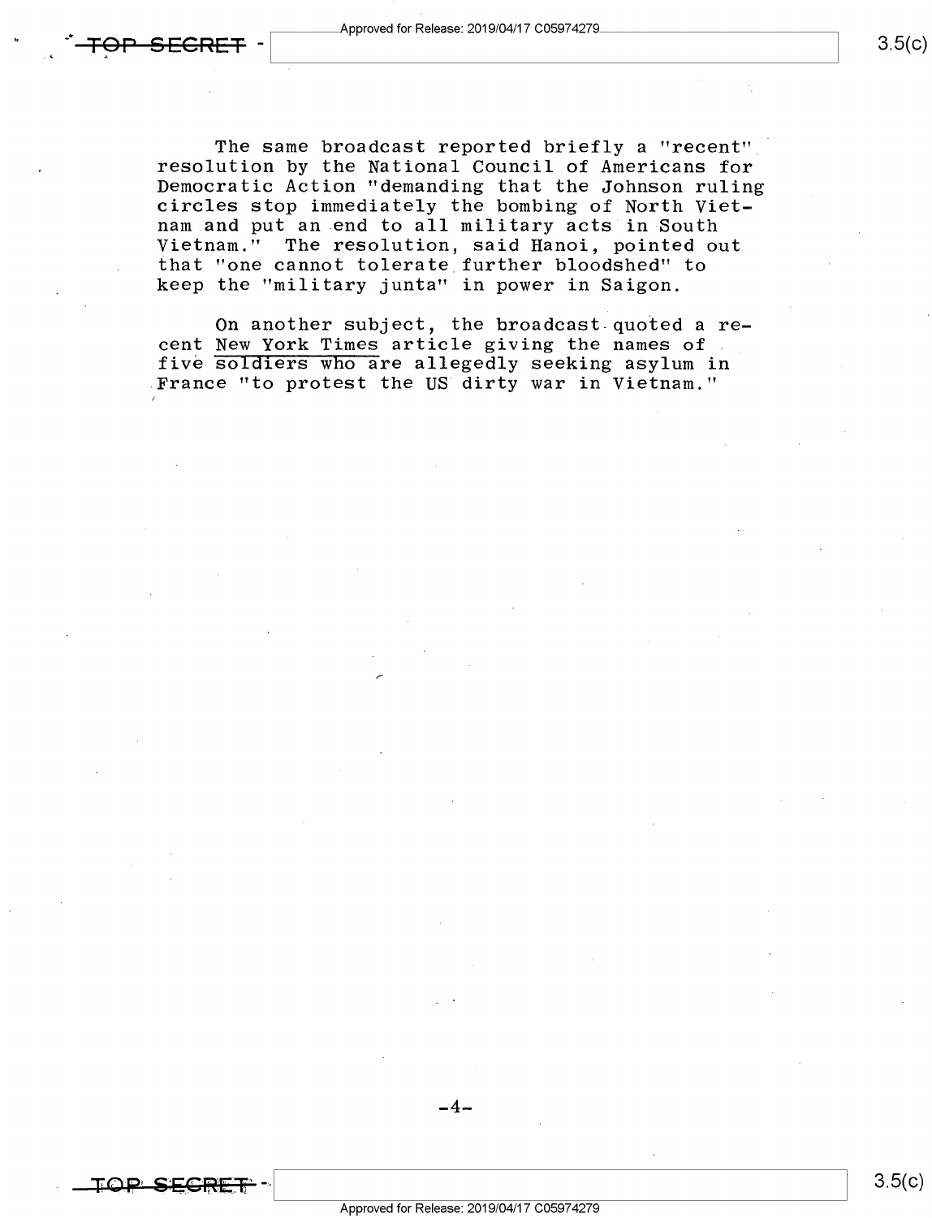The same broadcast reported briefly a "recent" resolution by the National Council of Americans for Democratic Action "demanding that the Johnson ruling circles stop immediately the bombing of North Vietnam and put an end to all military acts in South Vietnam." The resolution, said Hanoi, pointed out that "one cannot tolerate further bloodshed" to keep the "military junta" in power in Saigon.

On another subject, the broadcast quoted a recent New York Times article giving the names of five soldiers who are allegedly seeking asylum in France "to protest the US dirty war in Vietnam."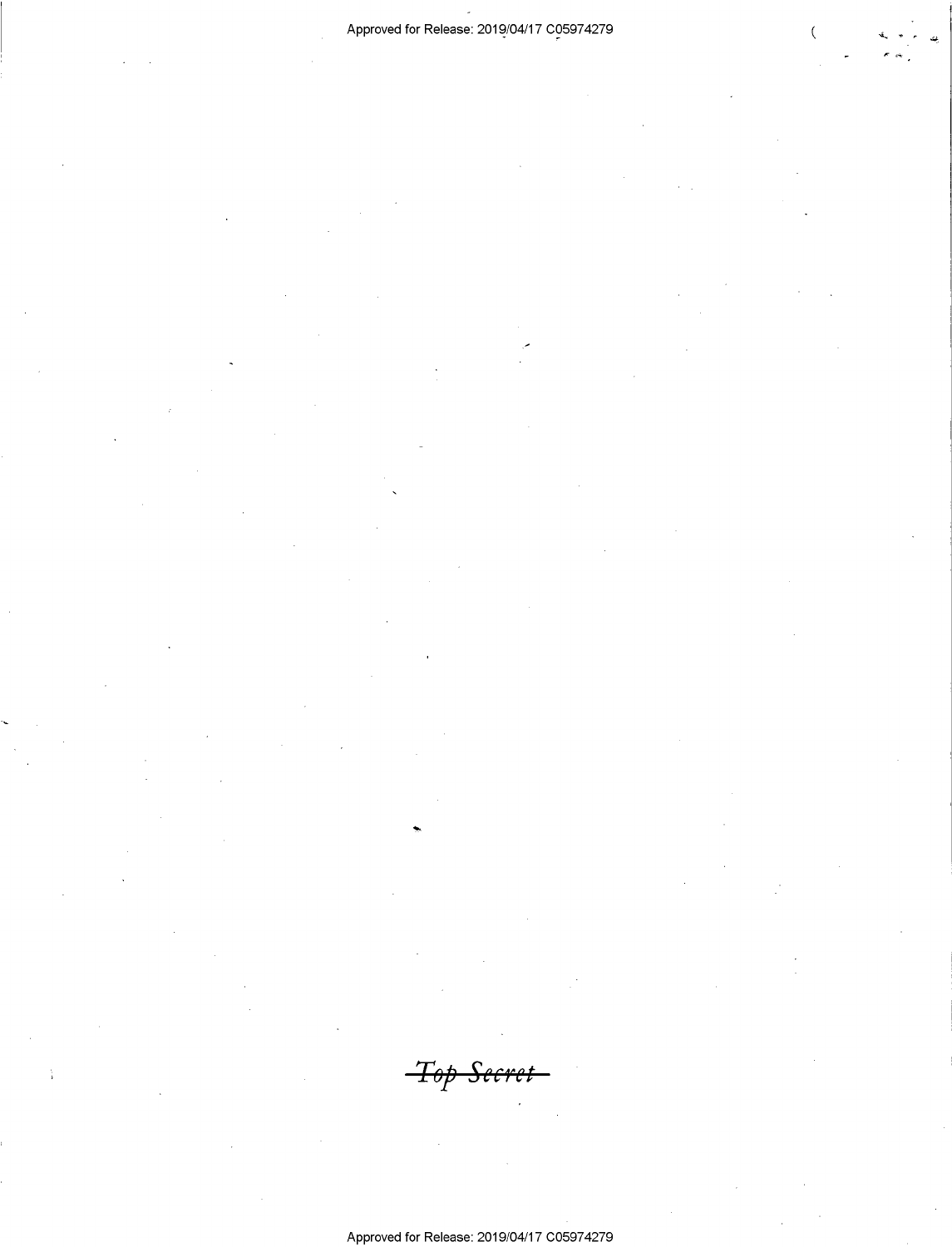~~Top Secret~~